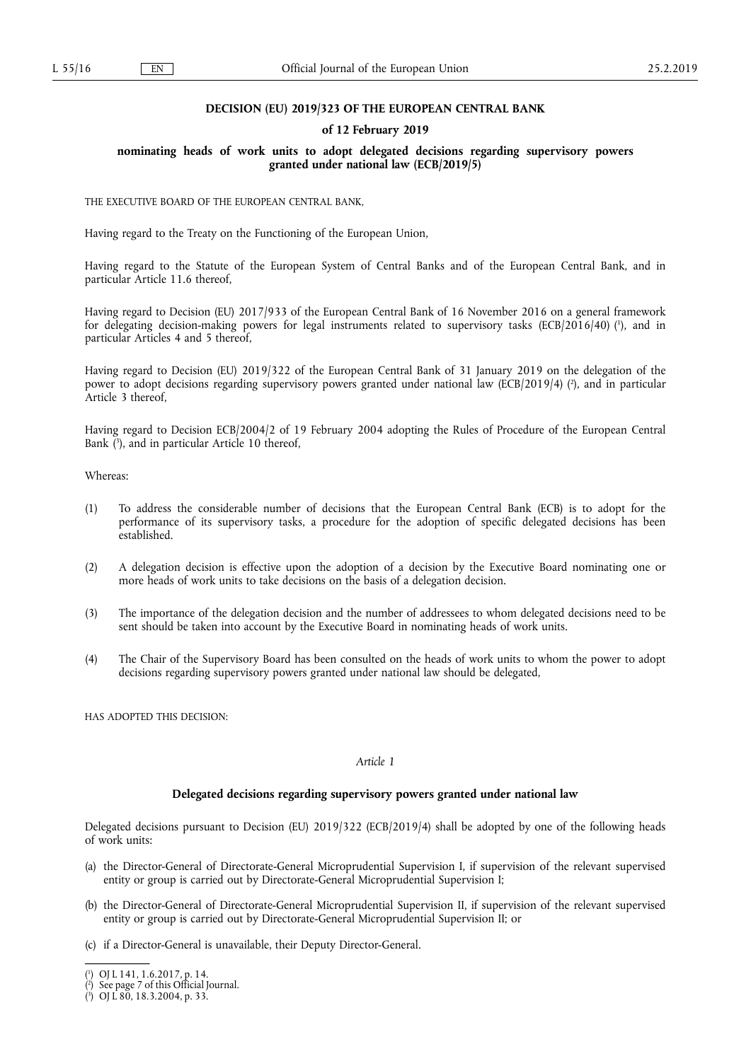**DECISION (EU) 2019/323 OF THE EUROPEAN CENTRAL BANK**

**of 12 February 2019**

**nominating heads of work units to adopt delegated decisions regarding supervisory powers granted under national law (ECB/2019/5)**

THE EXECUTIVE BOARD OF THE EUROPEAN CENTRAL BANK,

Having regard to the Treaty on the Functioning of the European Union,

Having regard to the Statute of the European System of Central Banks and of the European Central Bank, and in particular Article 11.6 thereof,

Having regard to Decision (EU) 2017/933 of the European Central Bank of 16 November 2016 on a general framework for delegating decision-making powers for legal instruments related to supervisory tasks (ECB/2016/40) [1], and in particular Articles 4 and 5 thereof,

Having regard to Decision (EU) 2019/322 of the European Central Bank of 31 January 2019 on the delegation of the power to adopt decisions regarding supervisory powers granted under national law (ECB/2019/4) [2], and in particular Article 3 thereof,

Having regard to Decision ECB/2004/2 of 19 February 2004 adopting the Rules of Procedure of the European Central Bank [3], and in particular Article 10 thereof,

Whereas:

(1) To address the considerable number of decisions that the European Central Bank (ECB) is to adopt for the performance of its supervisory tasks, a procedure for the adoption of specific delegated decisions has been established.

(2) A delegation decision is effective upon the adoption of a decision by the Executive Board nominating one or more heads of work units to take decisions on the basis of a delegation decision.

(3) The importance of the delegation decision and the number of addressees to whom delegated decisions need to be sent should be taken into account by the Executive Board in nominating heads of work units.

(4) The Chair of the Supervisory Board has been consulted on the heads of work units to whom the power to adopt decisions regarding supervisory powers granted under national law should be delegated,

HAS ADOPTED THIS DECISION:

*Article 1*

**Delegated decisions regarding supervisory powers granted under national law**

Delegated decisions pursuant to Decision (EU) 2019/322 (ECB/2019/4) shall be adopted by one of the following heads of work units:

(a) the Director-General of Directorate-General Microprudential Supervision I, if supervision of the relevant supervised entity or group is carried out by Directorate-General Microprudential Supervision I;

(b) the Director-General of Directorate-General Microprudential Supervision II, if supervision of the relevant supervised entity or group is carried out by Directorate-General Microprudential Supervision II; or

(c) if a Director-General is unavailable, their Deputy Director-General.

[1] OJ L 141, 1.6.2017, p. 14.
[2] See page 7 of this Official Journal.
[3] OJ L 80, 18.3.2004, p. 33.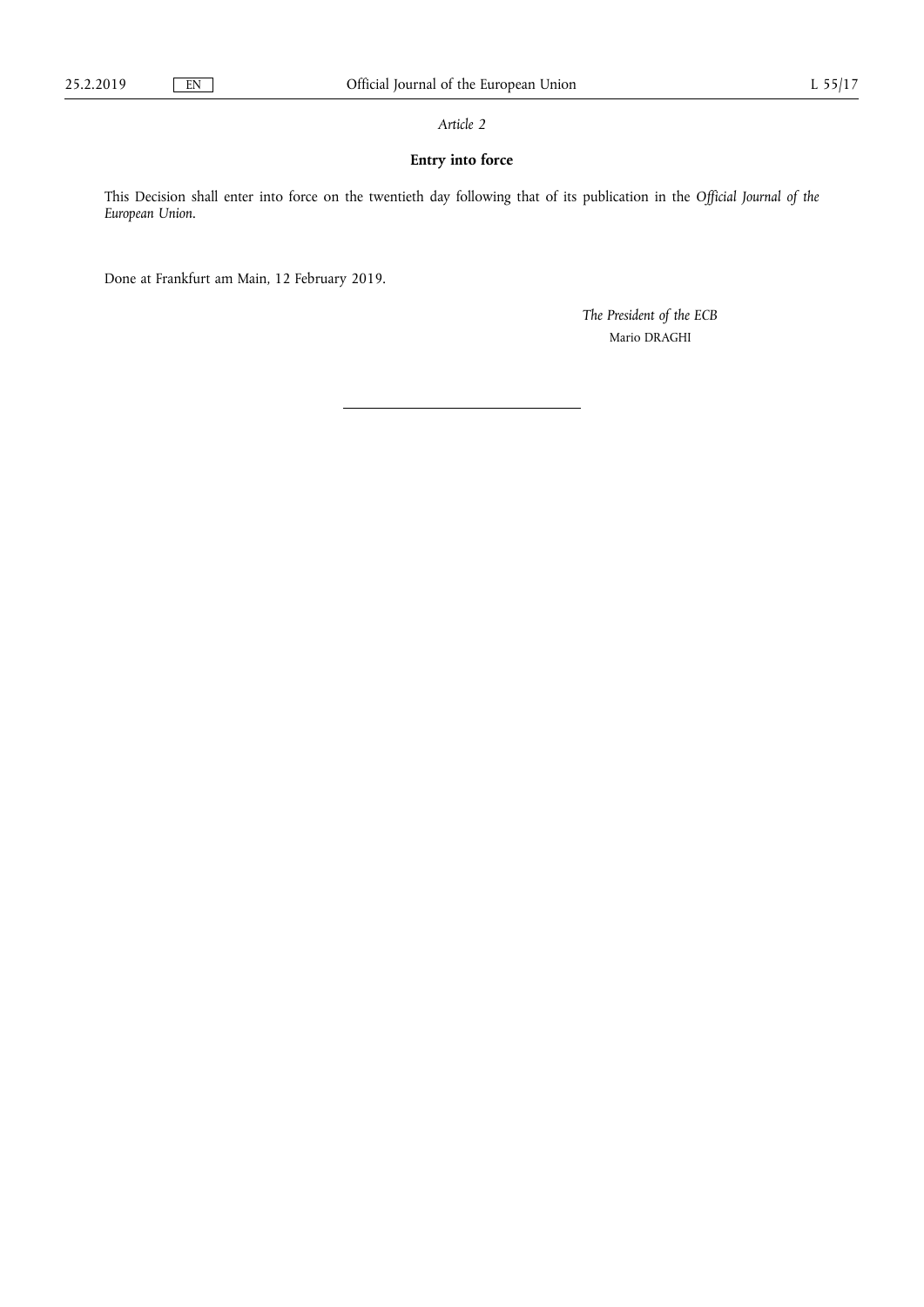*Article 2*

**Entry into force**

This Decision shall enter into force on the twentieth day following that of its publication in the *Official Journal of the European Union*.

Done at Frankfurt am Main, 12 February 2019.

*The President of the ECB*

Mario DRAGHI